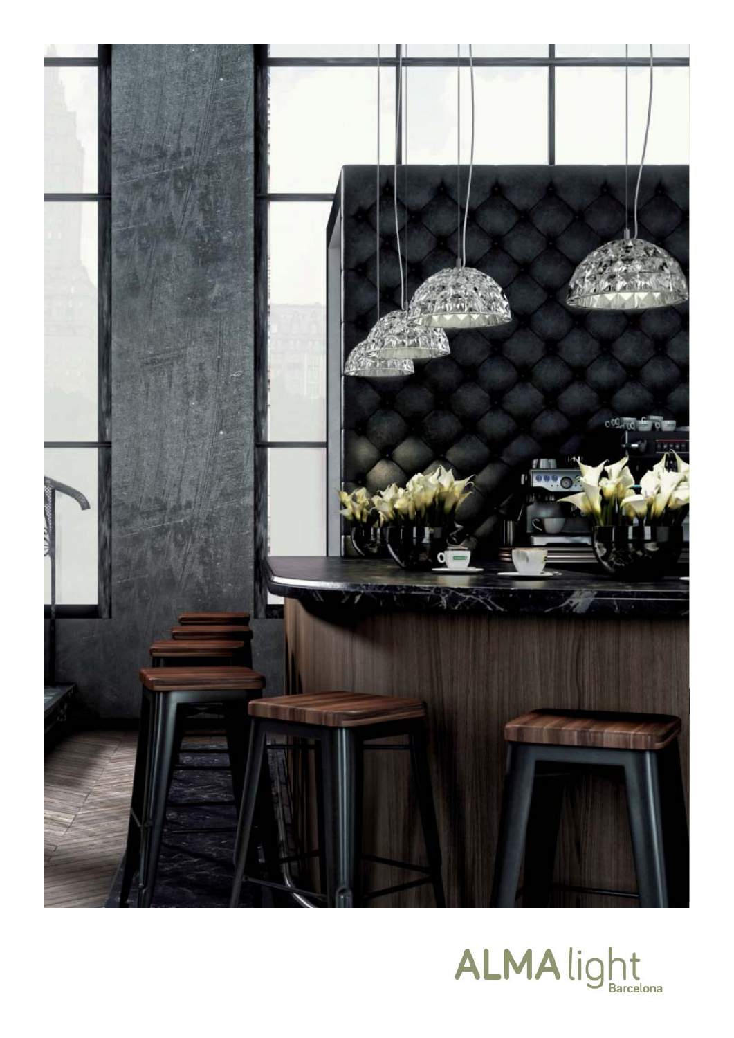ALMA light Barcelona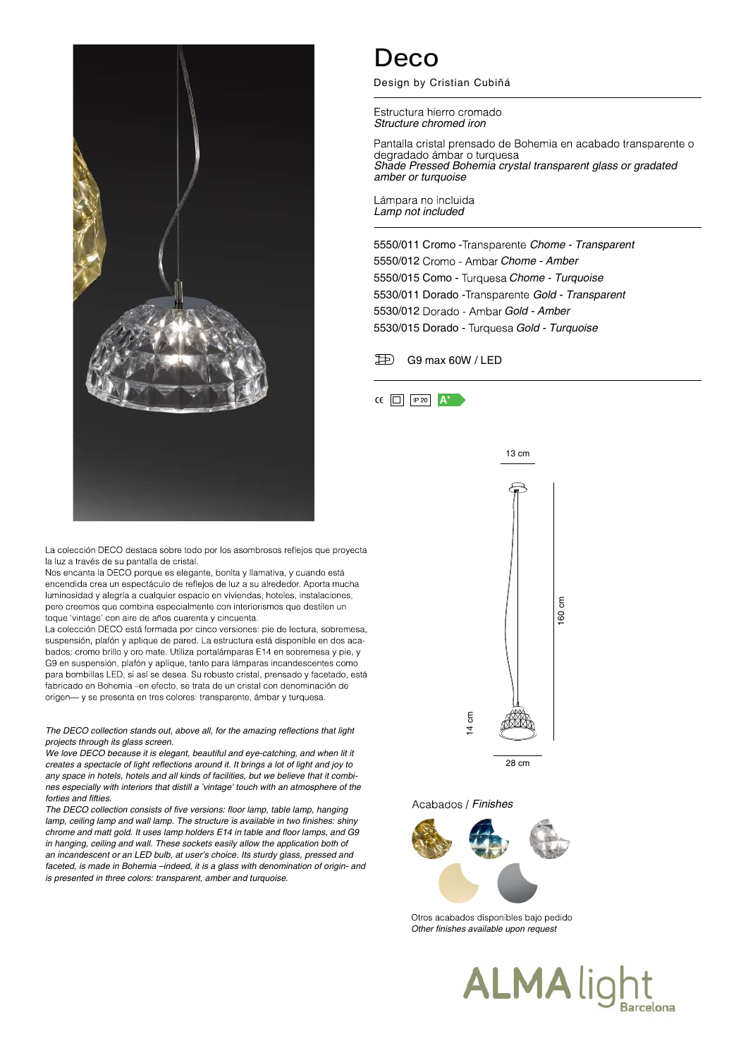# Deco

Design by Cristian Cubiñá

Estructura hierro cromado
*Structure chromed iron*

Pantalla cristal prensado de Bohemia en acabado transparente o degradado ámbar o turquesa
*Shade Pressed Bohemia crystal transparent glass or gradated amber or turquoise*

Lámpara no incluida
*Lamp not included*

5550/011 Cromo -Transparente *Chome - Transparent*
5550/012 Cromo - Ambar *Chome - Amber*
5550/015 Como - Turquesa *Chome - Turquoise*
5530/011 Dorado -Transparente *Gold - Transparent*
5530/012 Dorado - Ambar *Gold - Amber*
5530/015 Dorado - Turquesa *Gold - Turquoise*

G9 max 60W / LED

CE IP 20 A+

13 cm

160 cm

14 cm

28 cm

La colección DECO destaca sobre todo por los asombrosos reflejos que proyecta la luz a través de su pantalla de cristal.
Nos encanta la DECO porque es elegante, bonita y llamativa, y cuando está encendida crea un espectáculo de reflejos de luz a su alrededor. Aporta mucha luminosidad y alegría a cualquier espacio en viviendas, hoteles, instalaciones, pero creemos que combina especialmente con interiorismos que destilen un toque 'vintage' con aire de años cuarenta y cincuenta.
La colección DECO está formada por cinco versiones: pie de lectura, sobremesa, suspensión, plafón y aplique de pared. La estructura está disponible en dos acabados: cromo brillo y oro mate. Utiliza portalámparas E14 en sobremesa y pie, y G9 en suspensión, plafón y aplique, tanto para lámparas incandescentes como para bombillas LED, si así se desea. Su robusto cristal, prensado y facetado, está fabricado en Bohemia –en efecto, se trata de un cristal con denominación de origen— y se presenta en tres colores: transparente, ámbar y turquesa.

*The DECO collection stands out, above all, for the amazing reflections that light projects through its glass screen.*
*We love DECO because it is elegant, beautiful and eye-catching, and when lit it creates a spectacle of light reflections around it. It brings a lot of light and joy to any space in hotels, hotels and all kinds of facilities, but we believe that it combines especially with interiors that distill a 'vintage' touch with an atmosphere of the forties and fifties.*
*The DECO collection consists of five versions: floor lamp, table lamp, hanging lamp, ceiling lamp and wall lamp. The structure is available in two finishes: shiny chrome and matt gold. It uses lamp holders E14 in table and floor lamps, and G9 in hanging, ceiling and wall. These sockets easily allow the application both of an incandescent or an LED bulb, at user's choice. Its sturdy glass, pressed and faceted, is made in Bohemia –indeed, it is a glass with denomination of origin- and is presented in three colors: transparent, amber and turquoise.*

Acabados / *Finishes*

Otros acabados disponibles bajo pedido
*Other finishes available upon request*

ALMA light Barcelona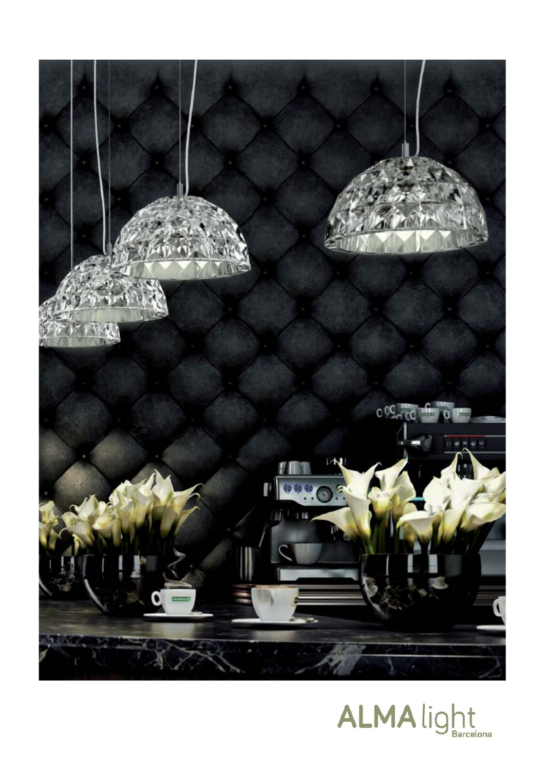ALMA light Barcelona